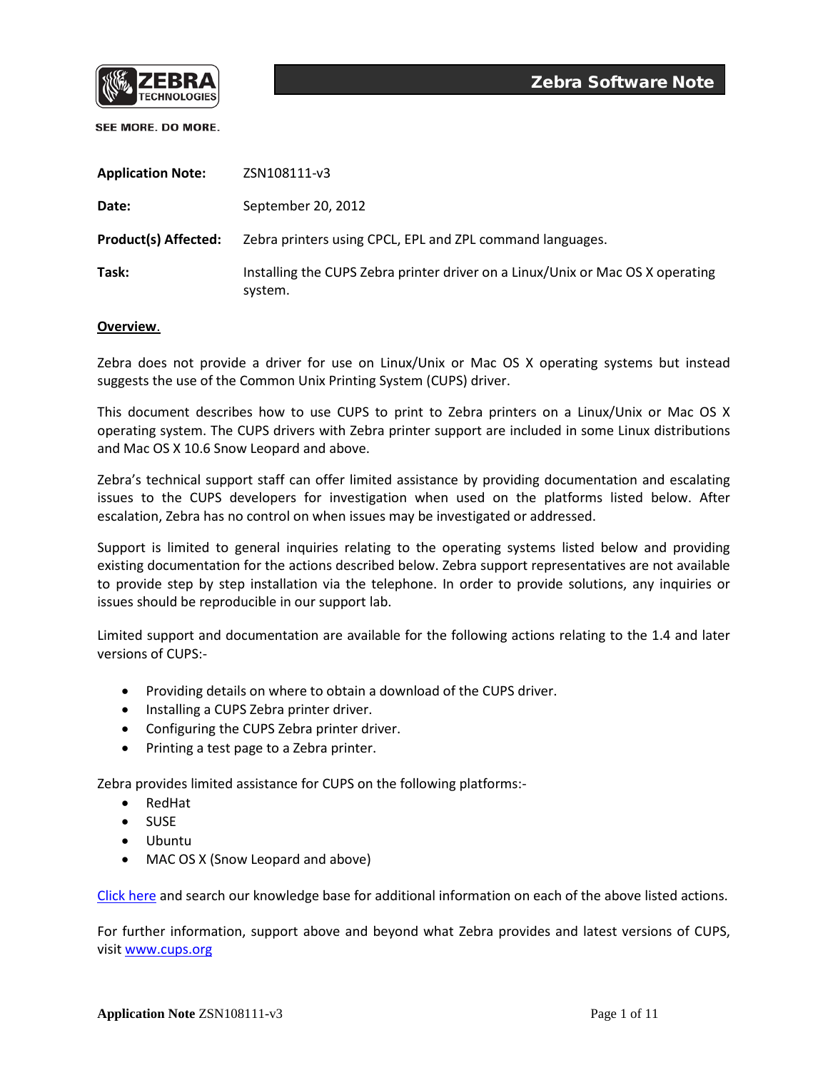ZEBRA TECHNOLOGIES

SEE MORE. DO MORE.

# Zebra Software Note

| | |
|---|---|
| **Application Note:** | ZSN108111-v3 |
| **Date:** | September 20, 2012 |
| **Product(s) Affected:** | Zebra printers using CPCL, EPL and ZPL command languages. |
| **Task:** | Installing the CUPS Zebra printer driver on a Linux/Unix or Mac OS X operating system. |

## Overview.

Zebra does not provide a driver for use on Linux/Unix or Mac OS X operating systems but instead suggests the use of the Common Unix Printing System (CUPS) driver.

This document describes how to use CUPS to print to Zebra printers on a Linux/Unix or Mac OS X operating system. The CUPS drivers with Zebra printer support are included in some Linux distributions and Mac OS X 10.6 Snow Leopard and above.

Zebra's technical support staff can offer limited assistance by providing documentation and escalating issues to the CUPS developers for investigation when used on the platforms listed below. After escalation, Zebra has no control on when issues may be investigated or addressed.

Support is limited to general inquiries relating to the operating systems listed below and providing existing documentation for the actions described below. Zebra support representatives are not available to provide step by step installation via the telephone. In order to provide solutions, any inquiries or issues should be reproducible in our support lab.

Limited support and documentation are available for the following actions relating to the 1.4 and later versions of CUPS:-

- Providing details on where to obtain a download of the CUPS driver.
- Installing a CUPS Zebra printer driver.
- Configuring the CUPS Zebra printer driver.
- Printing a test page to a Zebra printer.

Zebra provides limited assistance for CUPS on the following platforms:-

- RedHat
- SUSE
- Ubuntu
- MAC OS X (Snow Leopard and above)

Click here and search our knowledge base for additional information on each of the above listed actions.

For further information, support above and beyond what Zebra provides and latest versions of CUPS, visit www.cups.org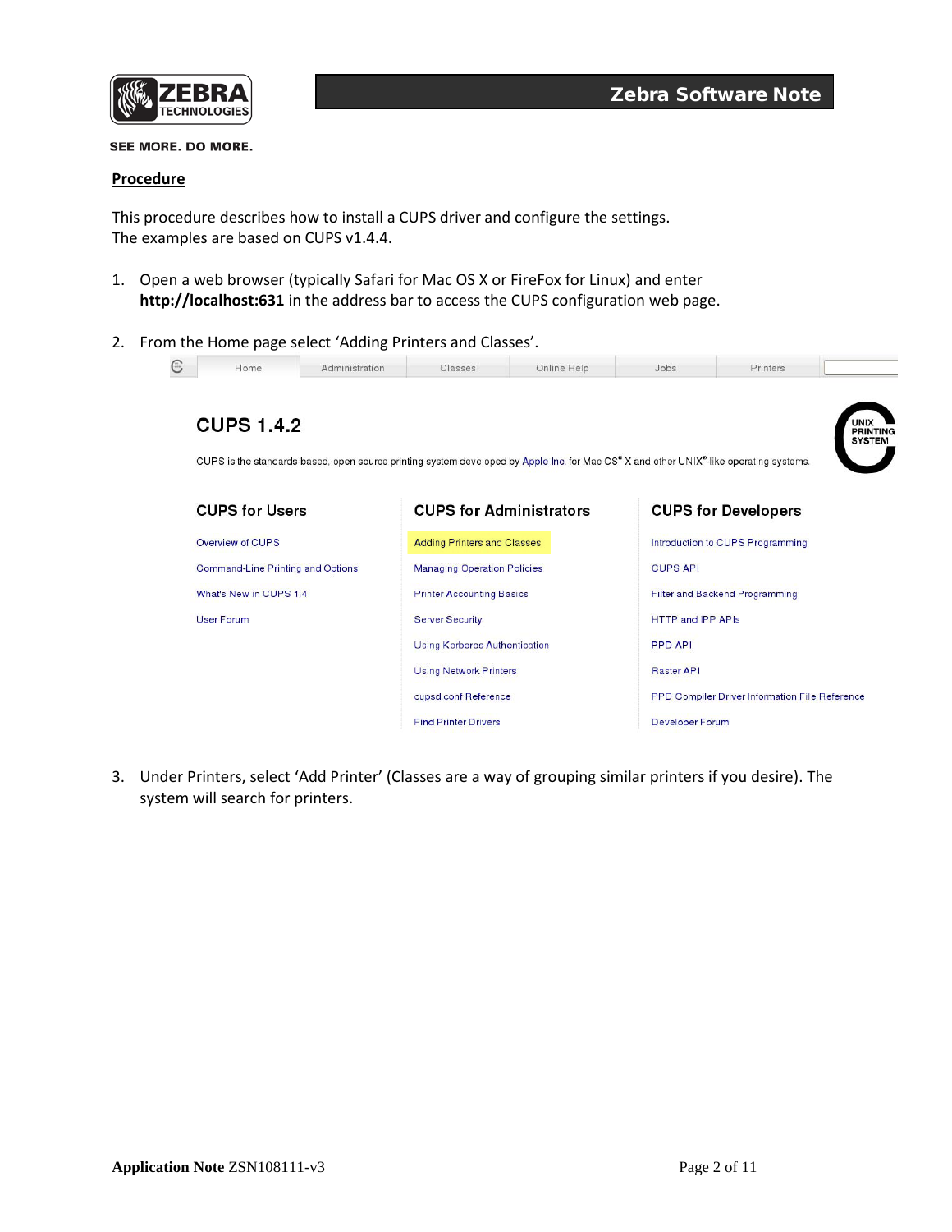## Procedure

This procedure describes how to install a CUPS driver and configure the settings.
The examples are based on CUPS v1.4.4.

1. Open a web browser (typically Safari for Mac OS X or FireFox for Linux) and enter **http://localhost:631** in the address bar to access the CUPS configuration web page.

2. From the Home page select 'Adding Printers and Classes'.

   Home | Administration | Classes | Online Help | Jobs | Printers

   ### CUPS 1.4.2

   CUPS is the standards-based, open source printing system developed by Apple Inc. for Mac OS® X and other UNIX®-like operating systems.

   UNIX PRINTING SYSTEM

   | CUPS for Users | CUPS for Administrators | CUPS for Developers |
   | --- | --- | --- |
   | Overview of CUPS | Adding Printers and Classes | Introduction to CUPS Programming |
   | Command-Line Printing and Options | Managing Operation Policies | CUPS API |
   | What's New in CUPS 1.4 | Printer Accounting Basics | Filter and Backend Programming |
   | User Forum | Server Security | HTTP and IPP APIs |
   | | Using Kerberos Authentication | PPD API |
   | | Using Network Printers | Raster API |
   | | cupsd.conf Reference | PPD Compiler Driver Information File Reference |
   | | Find Printer Drivers | Developer Forum |

3. Under Printers, select 'Add Printer' (Classes are a way of grouping similar printers if you desire). The system will search for printers.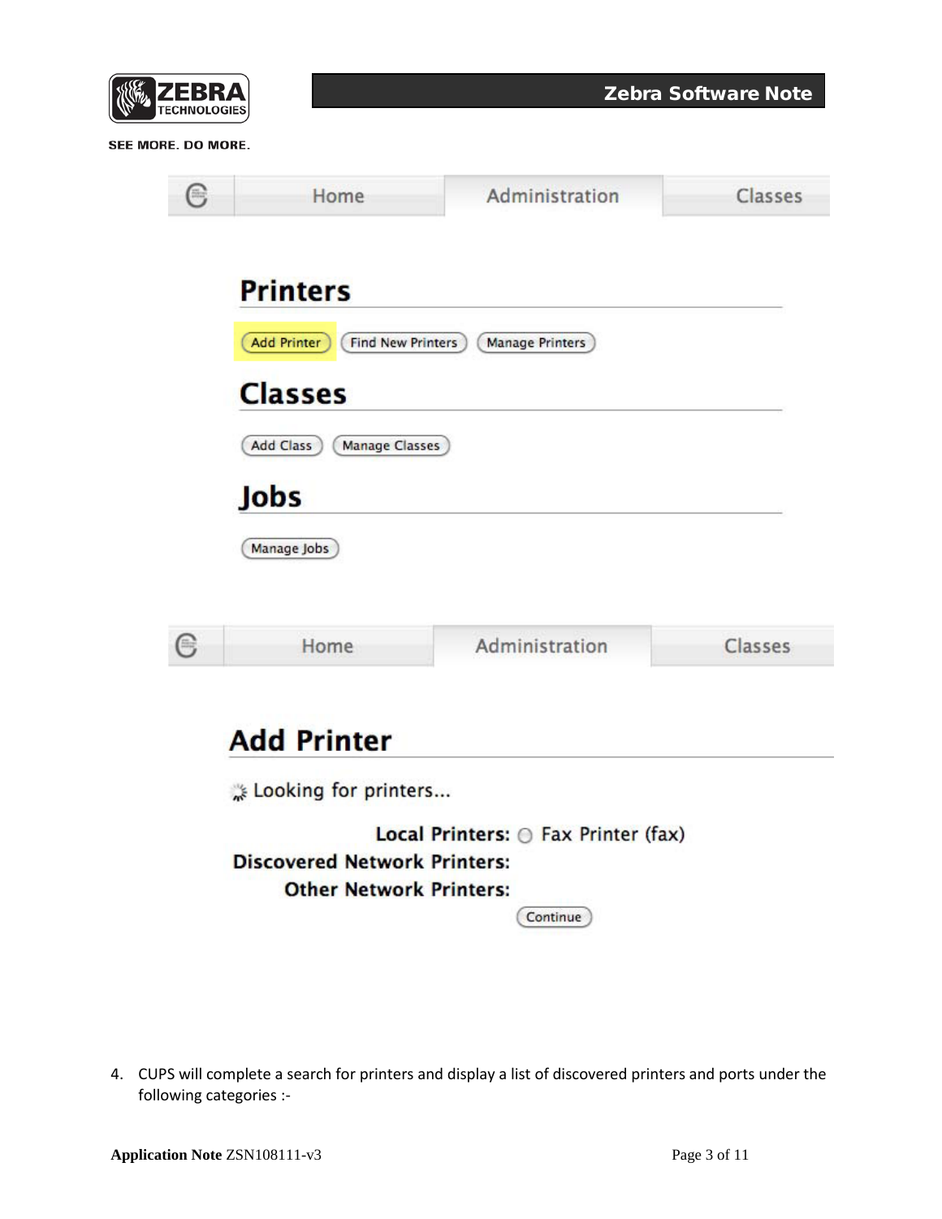Home | Administration | Classes

## Printers

Add Printer | Find New Printers | Manage Printers

## Classes

Add Class | Manage Classes

## Jobs

Manage Jobs

Home | Administration | Classes

## Add Printer

Looking for printers...

**Local Printers:** Fax Printer (fax)

**Discovered Network Printers:**

**Other Network Printers:**

Continue

4. CUPS will complete a search for printers and display a list of discovered printers and ports under the following categories :-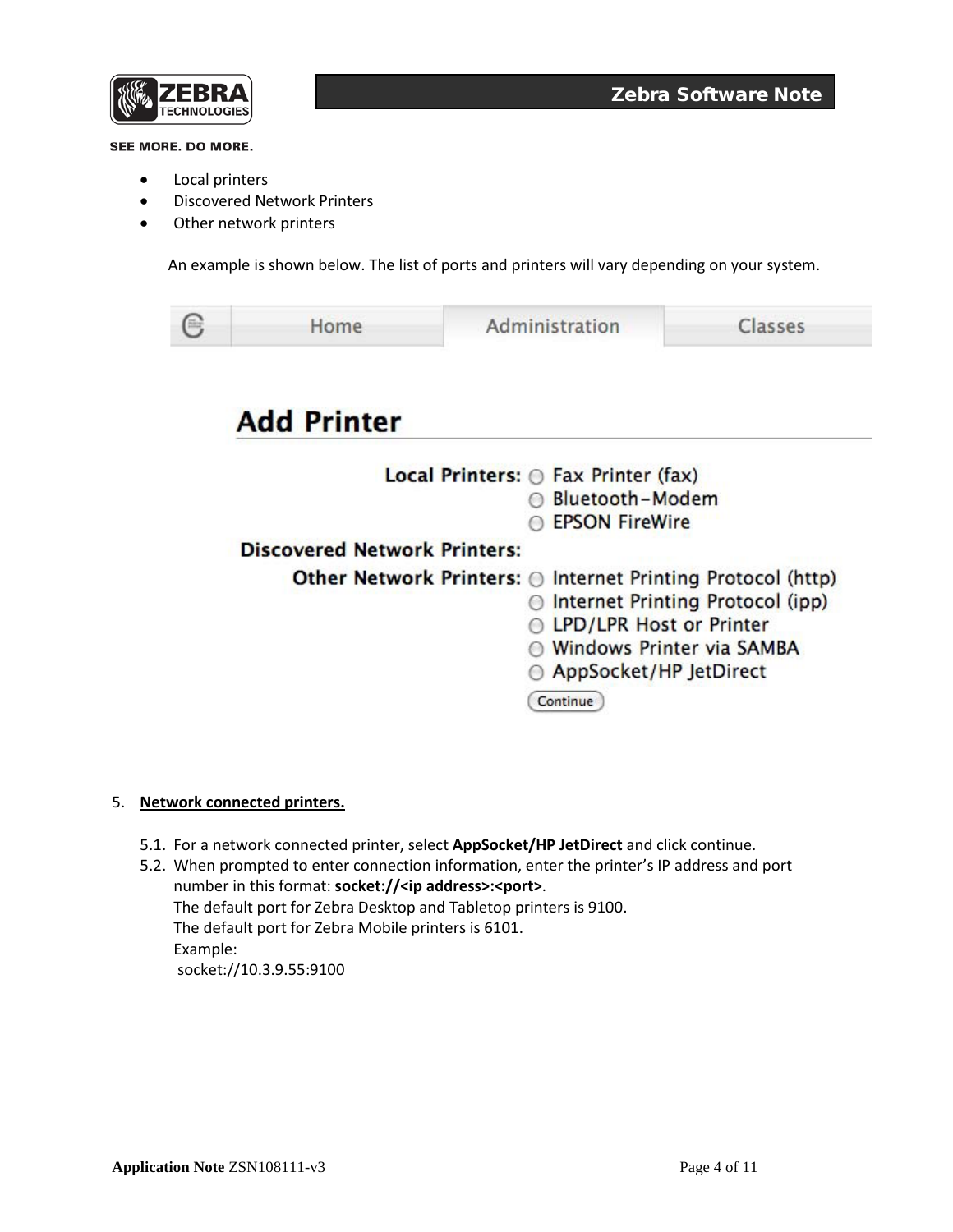- Local printers
- Discovered Network Printers
- Other network printers

An example is shown below. The list of ports and printers will vary depending on your system.

Home | Administration | Classes

**Add Printer**

**Local Printers:**
- Fax Printer (fax)
- Bluetooth-Modem
- EPSON FireWire

**Discovered Network Printers:**

**Other Network Printers:**
- Internet Printing Protocol (http)
- Internet Printing Protocol (ipp)
- LPD/LPR Host or Printer
- Windows Printer via SAMBA
- AppSocket/HP JetDirect

Continue

5. **Network connected printers.**

5.1. For a network connected printer, select **AppSocket/HP JetDirect** and click continue.

5.2. When prompted to enter connection information, enter the printer's IP address and port number in this format: **socket://<ip address>:<port>**.
The default port for Zebra Desktop and Tabletop printers is 9100.
The default port for Zebra Mobile printers is 6101.
Example:
socket://10.3.9.55:9100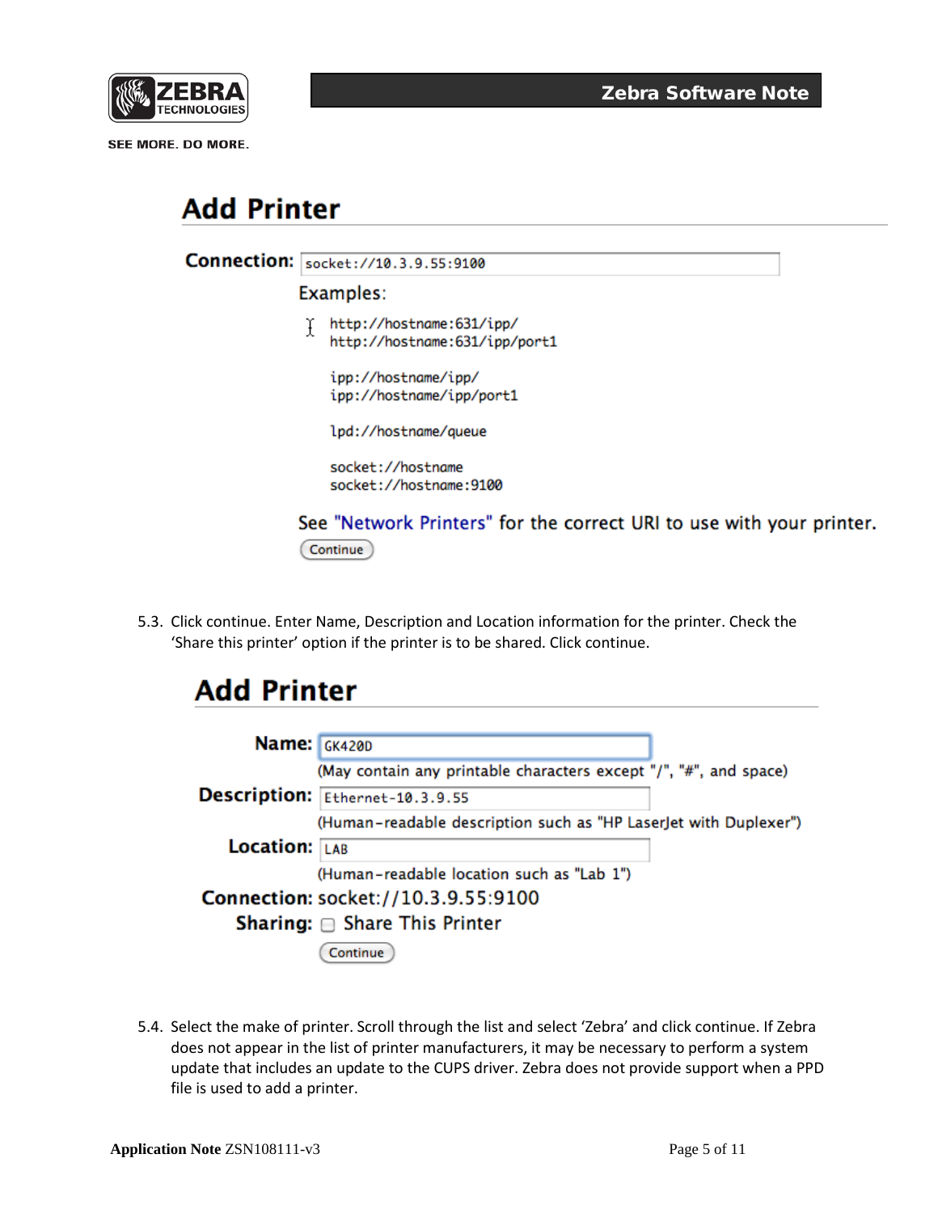## Add Printer

**Connection:** socket://10.3.9.55:9100

Examples:

```
http://hostname:631/ipp/
http://hostname:631/ipp/port1

ipp://hostname/ipp/
ipp://hostname/ipp/port1

lpd://hostname/queue

socket://hostname
socket://hostname:9100
```

See "Network Printers" for the correct URI to use with your printer.

Continue

5.3. Click continue. Enter Name, Description and Location information for the printer. Check the 'Share this printer' option if the printer is to be shared. Click continue.

## Add Printer

**Name:** GK420D

(May contain any printable characters except "/", "#", and space)

**Description:** Ethernet-10.3.9.55

(Human-readable description such as "HP LaserJet with Duplexer")

**Location:** LAB

(Human-readable location such as "Lab 1")

**Connection:** socket://10.3.9.55:9100

**Sharing:** ☐ Share This Printer

Continue

5.4. Select the make of printer. Scroll through the list and select 'Zebra' and click continue. If Zebra does not appear in the list of printer manufacturers, it may be necessary to perform a system update that includes an update to the CUPS driver. Zebra does not provide support when a PPD file is used to add a printer.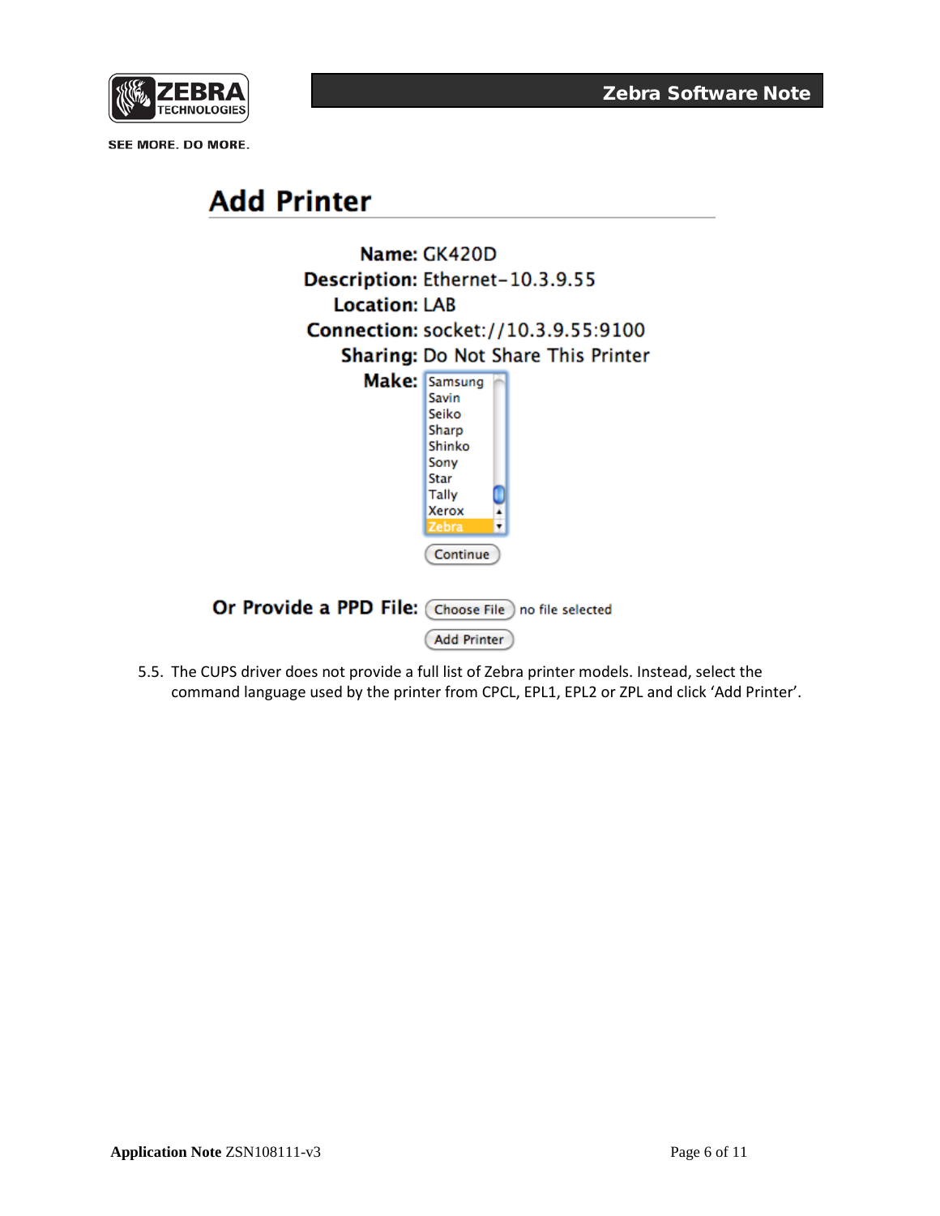## Add Printer

**Name:** GK420D
**Description:** Ethernet-10.3.9.55
**Location:** LAB
**Connection:** socket://10.3.9.55:9100
**Sharing:** Do Not Share This Printer
**Make:** Samsung, Savin, Seiko, Sharp, Shinko, Sony, Star, Tally, Xerox, Zebra

Continue

**Or Provide a PPD File:** Choose File no file selected

Add Printer

5.5. The CUPS driver does not provide a full list of Zebra printer models. Instead, select the command language used by the printer from CPCL, EPL1, EPL2 or ZPL and click 'Add Printer'.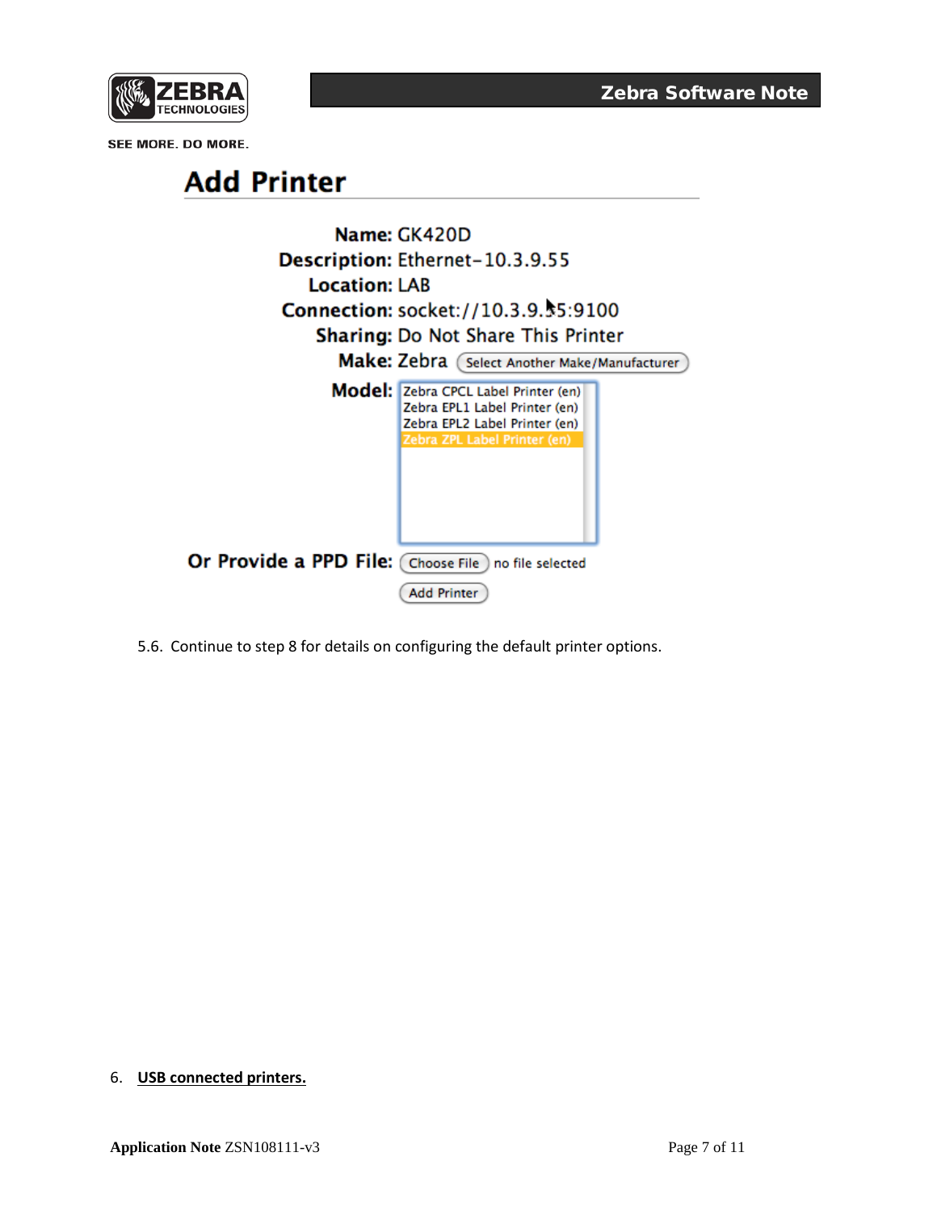## Add Printer

**Name:** GK420D
**Description:** Ethernet-10.3.9.55
**Location:** LAB
**Connection:** socket://10.3.9.55:9100
**Sharing:** Do Not Share This Printer
**Make:** Zebra (Select Another Make/Manufacturer)
**Model:**
- Zebra CPCL Label Printer (en)
- Zebra EPL1 Label Printer (en)
- Zebra EPL2 Label Printer (en)
- Zebra ZPL Label Printer (en)

**Or Provide a PPD File:** Choose File no file selected

Add Printer

5.6. Continue to step 8 for details on configuring the default printer options.

6. **USB connected printers.**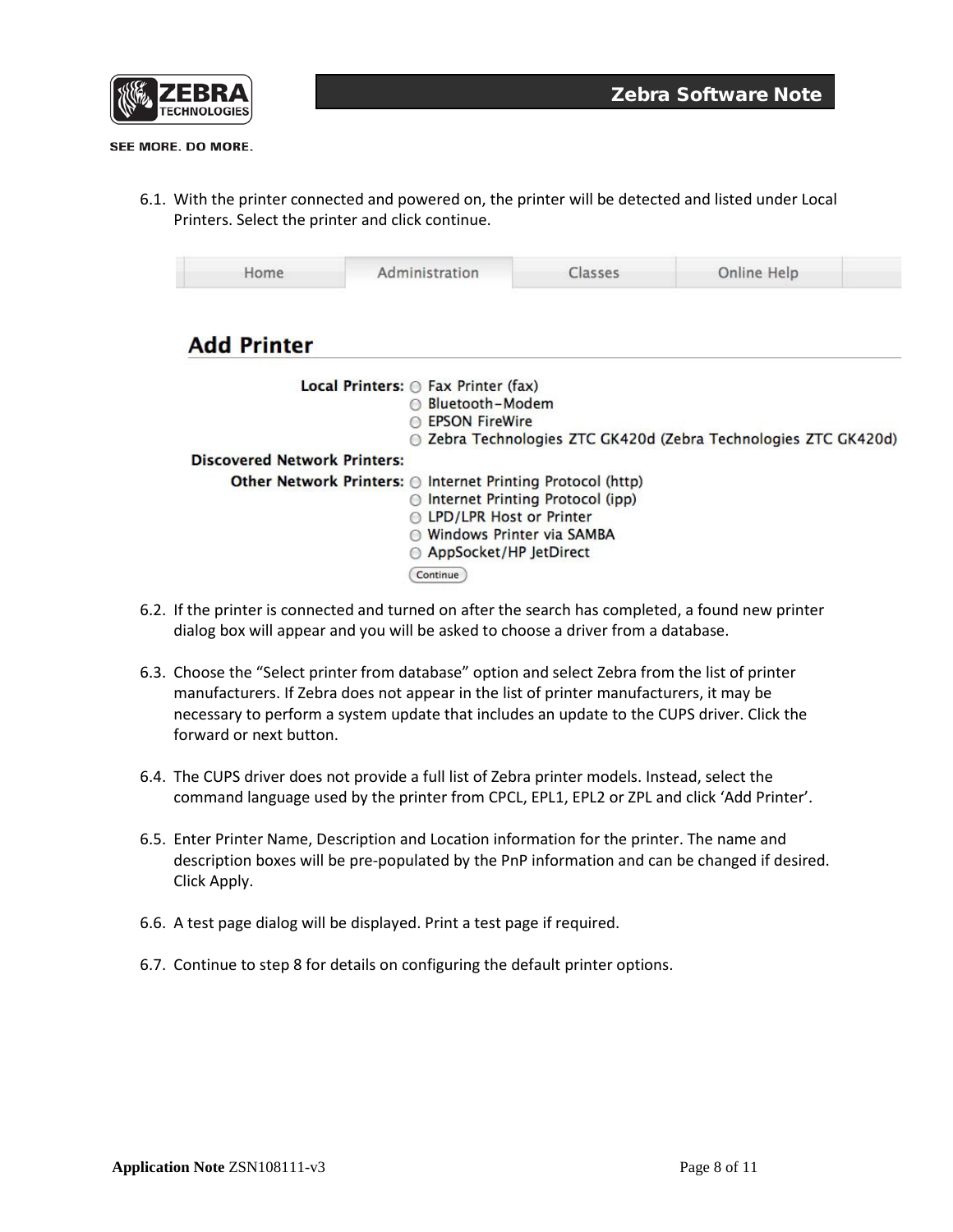6.1. With the printer connected and powered on, the printer will be detected and listed under Local Printers. Select the printer and click continue.

Home | Administration | Classes | Online Help

## Add Printer

**Local Printers:**
- Fax Printer (fax)
- Bluetooth-Modem
- EPSON FireWire
- Zebra Technologies ZTC GK420d (Zebra Technologies ZTC GK420d)

**Discovered Network Printers:**

**Other Network Printers:**
- Internet Printing Protocol (http)
- Internet Printing Protocol (ipp)
- LPD/LPR Host or Printer
- Windows Printer via SAMBA
- AppSocket/HP JetDirect

Continue

6.2. If the printer is connected and turned on after the search has completed, a found new printer dialog box will appear and you will be asked to choose a driver from a database.

6.3. Choose the "Select printer from database" option and select Zebra from the list of printer manufacturers. If Zebra does not appear in the list of printer manufacturers, it may be necessary to perform a system update that includes an update to the CUPS driver. Click the forward or next button.

6.4. The CUPS driver does not provide a full list of Zebra printer models. Instead, select the command language used by the printer from CPCL, EPL1, EPL2 or ZPL and click 'Add Printer'.

6.5. Enter Printer Name, Description and Location information for the printer. The name and description boxes will be pre-populated by the PnP information and can be changed if desired. Click Apply.

6.6. A test page dialog will be displayed. Print a test page if required.

6.7. Continue to step 8 for details on configuring the default printer options.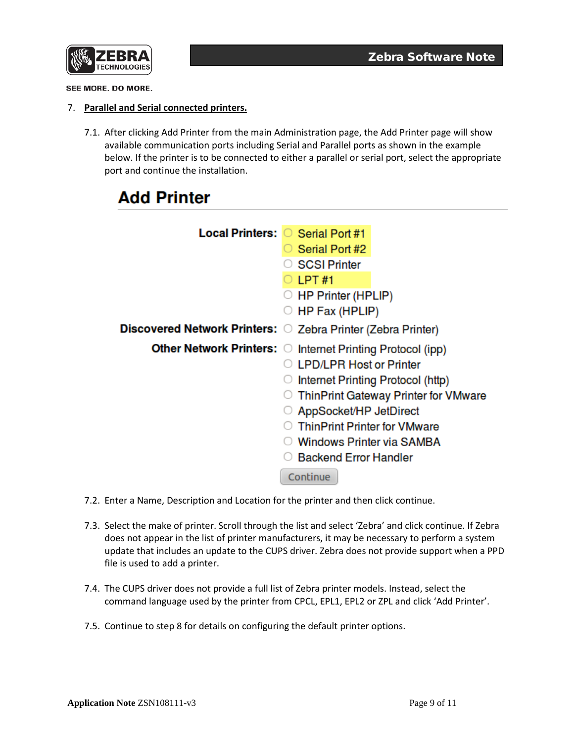7. **Parallel and Serial connected printers.**

7.1. After clicking Add Printer from the main Administration page, the Add Printer page will show available communication ports including Serial and Parallel ports as shown in the example below. If the printer is to be connected to either a parallel or serial port, select the appropriate port and continue the installation.

## Add Printer

**Local Printers:**
- Serial Port #1
- Serial Port #2
- SCSI Printer
- LPT #1
- HP Printer (HPLIP)
- HP Fax (HPLIP)

**Discovered Network Printers:**
- Zebra Printer (Zebra Printer)

**Other Network Printers:**
- Internet Printing Protocol (ipp)
- LPD/LPR Host or Printer
- Internet Printing Protocol (http)
- ThinPrint Gateway Printer for VMware
- AppSocket/HP JetDirect
- ThinPrint Printer for VMware
- Windows Printer via SAMBA
- Backend Error Handler

Continue

7.2. Enter a Name, Description and Location for the printer and then click continue.

7.3. Select the make of printer. Scroll through the list and select 'Zebra' and click continue. If Zebra does not appear in the list of printer manufacturers, it may be necessary to perform a system update that includes an update to the CUPS driver. Zebra does not provide support when a PPD file is used to add a printer.

7.4. The CUPS driver does not provide a full list of Zebra printer models. Instead, select the command language used by the printer from CPCL, EPL1, EPL2 or ZPL and click 'Add Printer'.

7.5. Continue to step 8 for details on configuring the default printer options.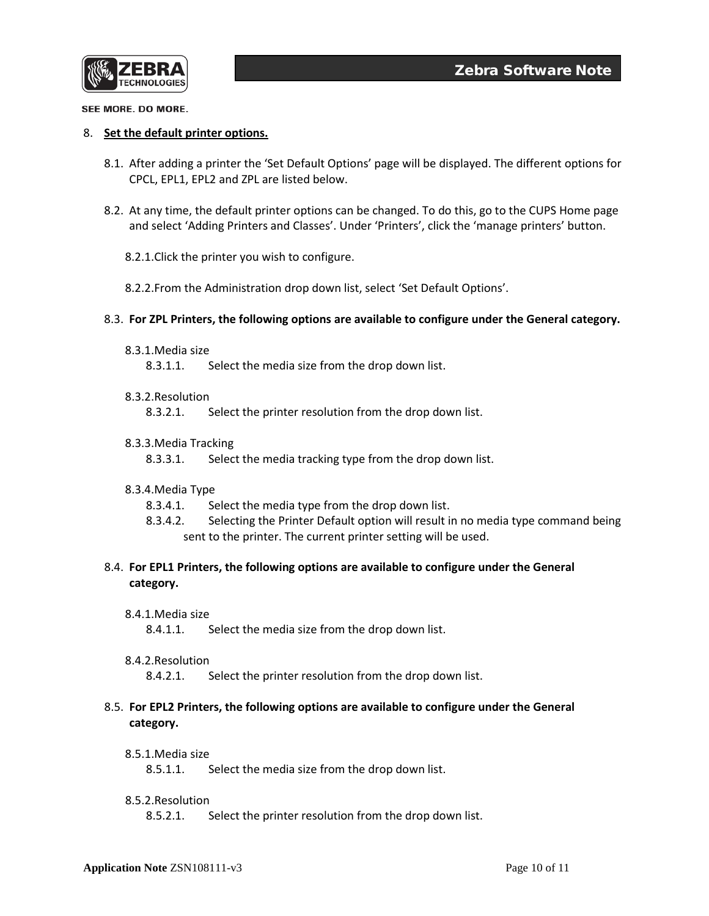8. **Set the default printer options.**

8.1. After adding a printer the 'Set Default Options' page will be displayed. The different options for CPCL, EPL1, EPL2 and ZPL are listed below.

8.2. At any time, the default printer options can be changed. To do this, go to the CUPS Home page and select 'Adding Printers and Classes'. Under 'Printers', click the 'manage printers' button.

8.2.1. Click the printer you wish to configure.

8.2.2. From the Administration drop down list, select 'Set Default Options'.

8.3. **For ZPL Printers, the following options are available to configure under the General category.**

8.3.1. Media size

8.3.1.1. Select the media size from the drop down list.

8.3.2. Resolution

8.3.2.1. Select the printer resolution from the drop down list.

8.3.3. Media Tracking

8.3.3.1. Select the media tracking type from the drop down list.

8.3.4. Media Type

8.3.4.1. Select the media type from the drop down list.

8.3.4.2. Selecting the Printer Default option will result in no media type command being sent to the printer. The current printer setting will be used.

8.4. **For EPL1 Printers, the following options are available to configure under the General category.**

8.4.1. Media size

8.4.1.1. Select the media size from the drop down list.

8.4.2. Resolution

8.4.2.1. Select the printer resolution from the drop down list.

8.5. **For EPL2 Printers, the following options are available to configure under the General category.**

8.5.1. Media size

8.5.1.1. Select the media size from the drop down list.

8.5.2. Resolution

8.5.2.1. Select the printer resolution from the drop down list.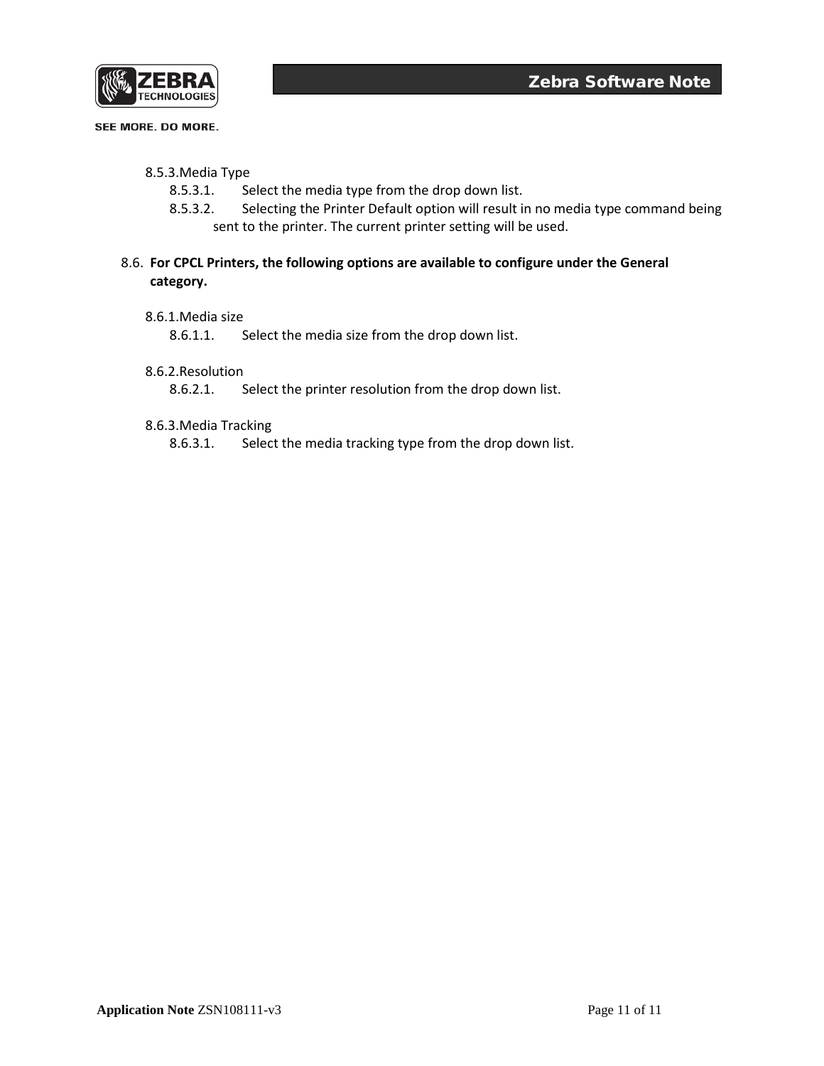8.5.3. Media Type

8.5.3.1. Select the media type from the drop down list.

8.5.3.2. Selecting the Printer Default option will result in no media type command being sent to the printer. The current printer setting will be used.

8.6. **For CPCL Printers, the following options are available to configure under the General category.**

8.6.1. Media size

8.6.1.1. Select the media size from the drop down list.

8.6.2. Resolution

8.6.2.1. Select the printer resolution from the drop down list.

8.6.3. Media Tracking

8.6.3.1. Select the media tracking type from the drop down list.